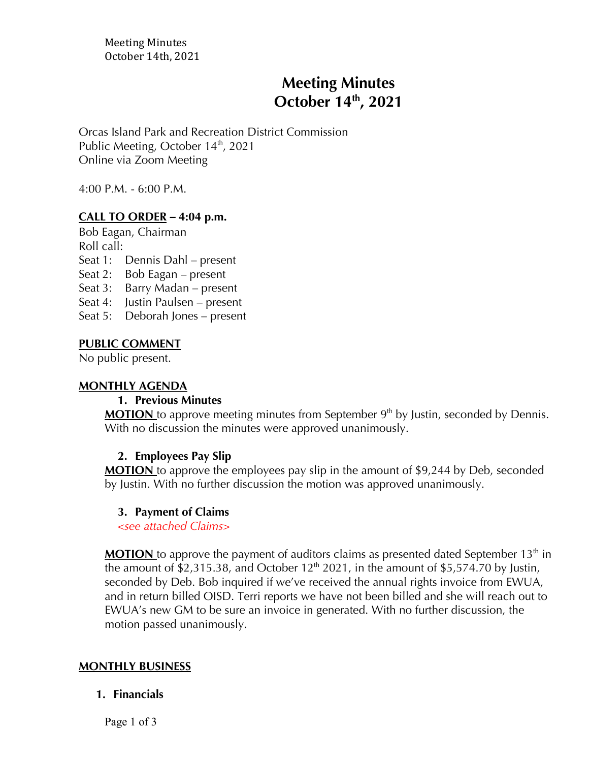# Meeting Minutes
# October 14th, 2021

Orcas Island Park and Recreation District Commission
Public Meeting, October 14th, 2021
Online via Zoom Meeting

4:00 P.M. - 6:00 P.M.

## CALL TO ORDER – 4:04 p.m.

Bob Eagan, Chairman
Roll call:
Seat 1: Dennis Dahl – present
Seat 2: Bob Eagan – present
Seat 3: Barry Madan – present
Seat 4: Justin Paulsen – present
Seat 5: Deborah Jones – present

## PUBLIC COMMENT

No public present.

## MONTHLY AGENDA

### 1. Previous Minutes

**MOTION** to approve meeting minutes from September 9th by Justin, seconded by Dennis. With no discussion the minutes were approved unanimously.

### 2. Employees Pay Slip

**MOTION** to approve the employees pay slip in the amount of $9,244 by Deb, seconded by Justin. With no further discussion the motion was approved unanimously.

### 3. Payment of Claims

*<see attached Claims>*

**MOTION** to approve the payment of auditors claims as presented dated September 13th in the amount of $2,315.38, and October 12th 2021, in the amount of $5,574.70 by Justin, seconded by Deb. Bob inquired if we've received the annual rights invoice from EWUA, and in return billed OISD. Terri reports we have not been billed and she will reach out to EWUA's new GM to be sure an invoice in generated. With no further discussion, the motion passed unanimously.

## MONTHLY BUSINESS

### 1. Financials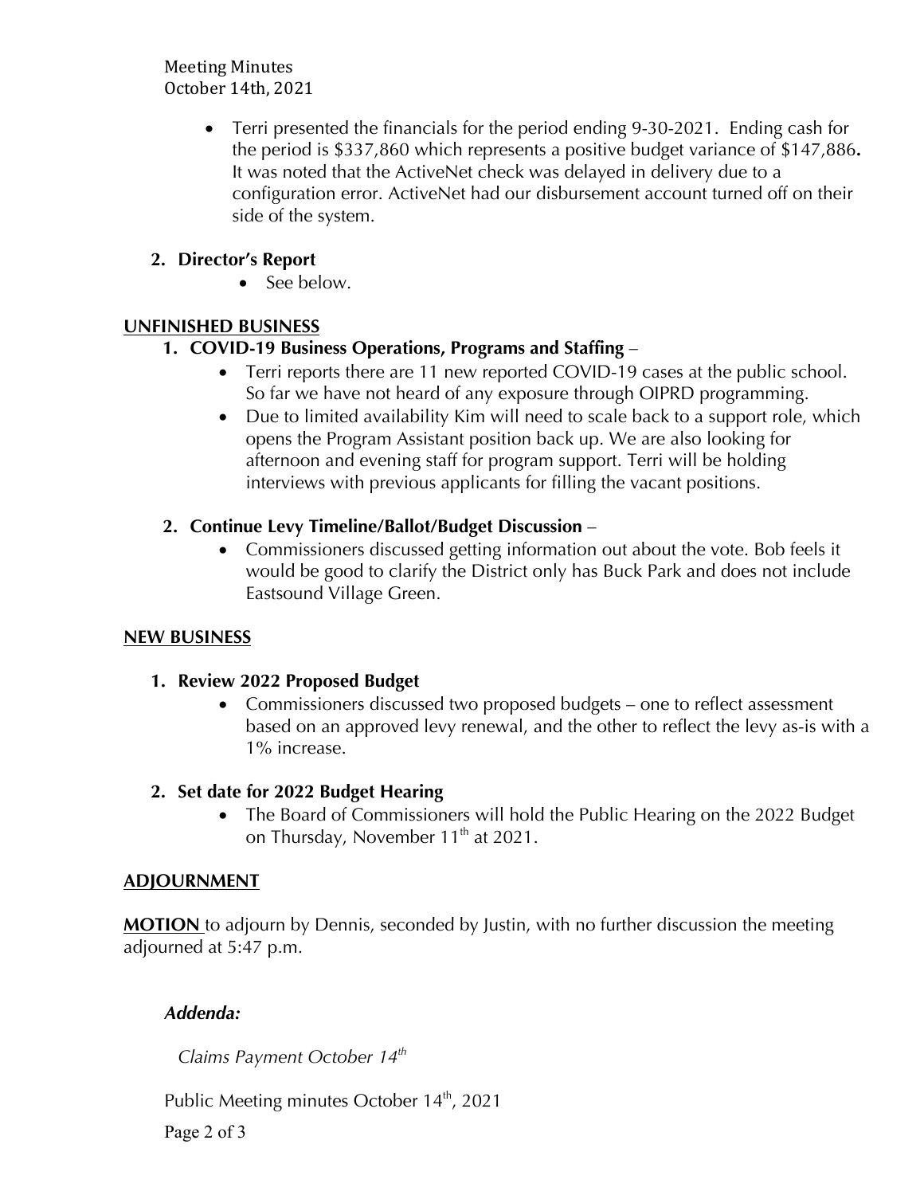- Terri presented the financials for the period ending 9-30-2021. Ending cash for the period is $337,860 which represents a positive budget variance of $147,886**.** It was noted that the ActiveNet check was delayed in delivery due to a configuration error. ActiveNet had our disbursement account turned off on their side of the system.

**2. Director's Report**

- See below.

## UNFINISHED BUSINESS

**1. COVID-19 Business Operations, Programs and Staffing** –

- Terri reports there are 11 new reported COVID-19 cases at the public school. So far we have not heard of any exposure through OIPRD programming.
- Due to limited availability Kim will need to scale back to a support role, which opens the Program Assistant position back up. We are also looking for afternoon and evening staff for program support. Terri will be holding interviews with previous applicants for filling the vacant positions.

**2. Continue Levy Timeline/Ballot/Budget Discussion** –

- Commissioners discussed getting information out about the vote. Bob feels it would be good to clarify the District only has Buck Park and does not include Eastsound Village Green.

## NEW BUSINESS

**1. Review 2022 Proposed Budget**

- Commissioners discussed two proposed budgets – one to reflect assessment based on an approved levy renewal, and the other to reflect the levy as-is with a 1% increase.

**2. Set date for 2022 Budget Hearing**

- The Board of Commissioners will hold the Public Hearing on the 2022 Budget on Thursday, November 11th at 2021.

## ADJOURNMENT

**MOTION** to adjourn by Dennis, seconded by Justin, with no further discussion the meeting adjourned at 5:47 p.m.

***Addenda:***

*Claims Payment October 14th*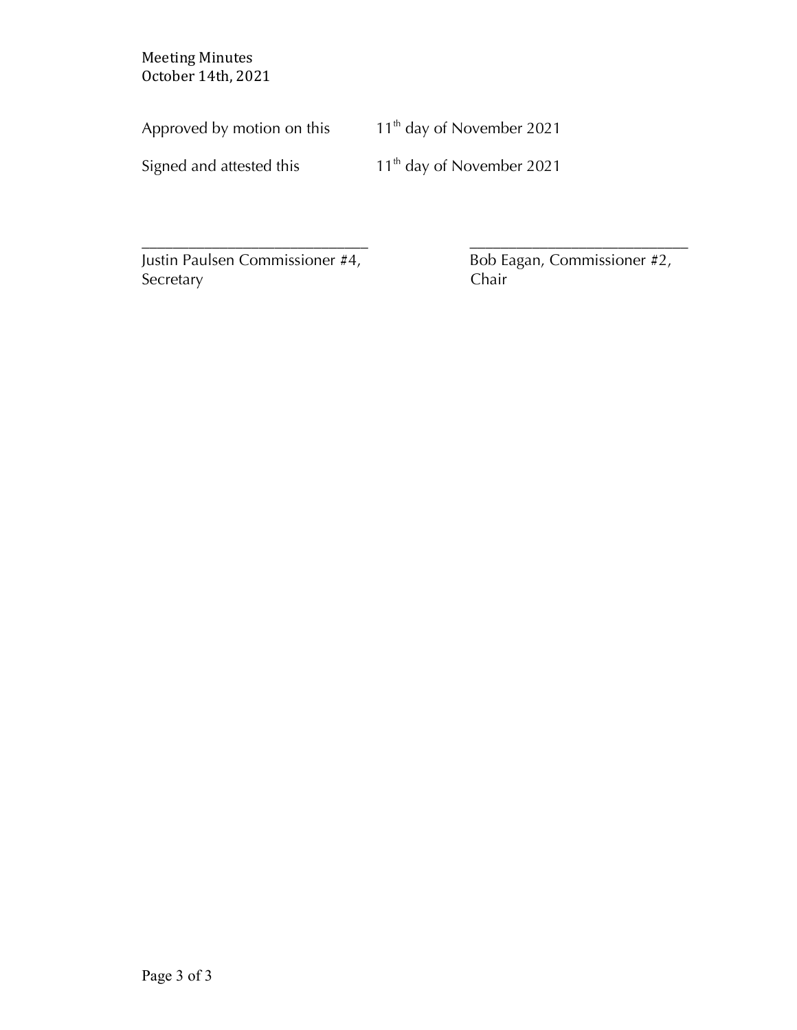Approved by motion on this 11th day of November 2021

Signed and attested this 11th day of November 2021

\_\_\_\_\_\_\_\_\_\_\_\_\_\_\_\_\_\_\_\_\_\_\_\_\_\_\_\_\_\_
Justin Paulsen Commissioner #4,
Secretary

\_\_\_\_\_\_\_\_\_\_\_\_\_\_\_\_\_\_\_\_\_\_\_\_\_\_\_\_\_\_
Bob Eagan, Commissioner #2,
Chair